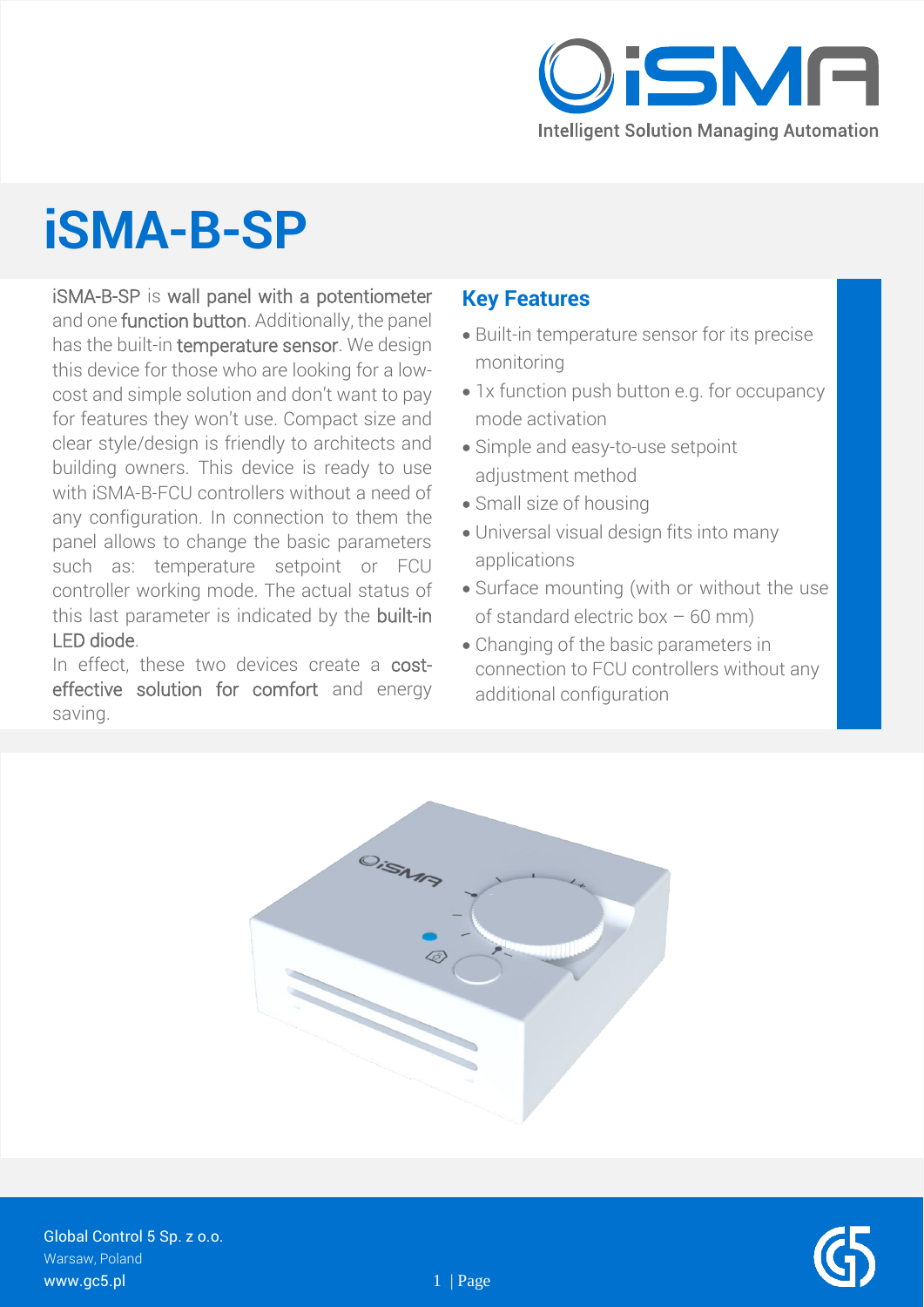Intelligent Solution Managing Automation

# iSMA-B-SP

iSMA-B-SP is wall panel with a potentiometer and one function button. Additionally, the panel has the built-in temperature sensor. We design this device for those who are looking for a low-cost and simple solution and don't want to pay for features they won't use. Compact size and clear style/design is friendly to architects and building owners. This device is ready to use with iSMA-B-FCU controllers without a need of any configuration. In connection to them the panel allows to change the basic parameters such as: temperature setpoint or FCU controller working mode. The actual status of this last parameter is indicated by the built-in LED diode.

In effect, these two devices create a cost-effective solution for comfort and energy saving.

## Key Features

- Built-in temperature sensor for its precise monitoring
- 1x function push button e.g. for occupancy mode activation
- Simple and easy-to-use setpoint adjustment method
- Small size of housing
- Universal visual design fits into many applications
- Surface mounting (with or without the use of standard electric box – 60 mm)
- Changing of the basic parameters in connection to FCU controllers without any additional configuration

Global Control 5 Sp. z o.o.
Warsaw, Poland
www.gc5.pl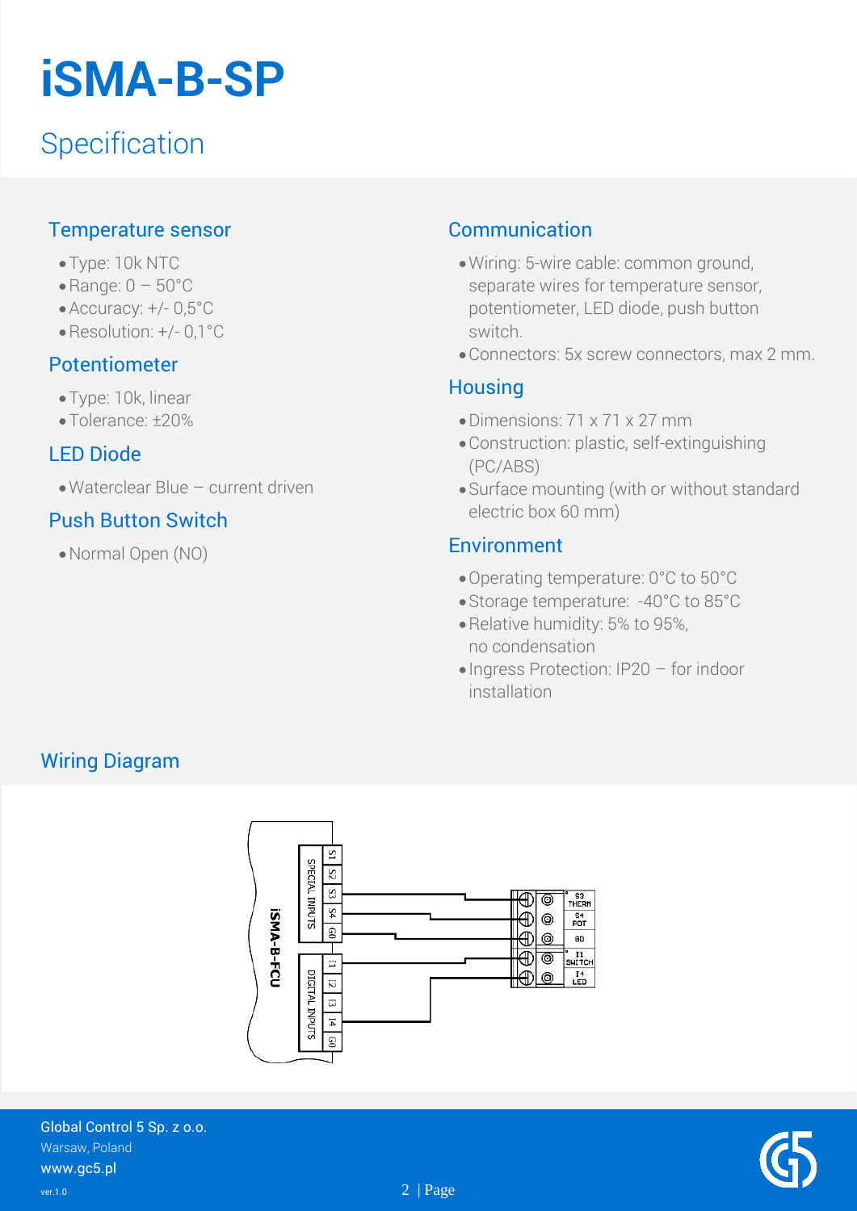# iSMA-B-SP

## Specification

### Temperature sensor

- Type: 10k NTC
- Range: 0 – 50°C
- Accuracy: +/- 0,5°C
- Resolution: +/- 0,1°C

### Potentiometer

- Type: 10k, linear
- Tolerance: ±20%

### LED Diode

- Waterclear Blue – current driven

### Push Button Switch

- Normal Open (NO)

### Communication

- Wiring: 5-wire cable: common ground, separate wires for temperature sensor, potentiometer, LED diode, push button switch.
- Connectors: 5x screw connectors, max 2 mm.

### Housing

- Dimensions: 71 x 71 x 27 mm
- Construction: plastic, self-extinguishing (PC/ABS)
- Surface mounting (with or without standard electric box 60 mm)

### Environment

- Operating temperature: 0°C to 50°C
- Storage temperature: -40°C to 85°C
- Relative humidity: 5% to 95%, no condensation
- Ingress Protection: IP20 – for indoor installation

## Wiring Diagram

iSMA-B-FCU

SPECIAL INPUTS

S1 S2 S3 S4 G0

DIGITAL INPUTS

I1 I2 I3 I4 G0

S3 THERM

S4 POT

G0

I1 SWITCH

I4 LED

Global Control 5 Sp. z o.o.
Warsaw, Poland
www.gc5.pl
ver.1.0